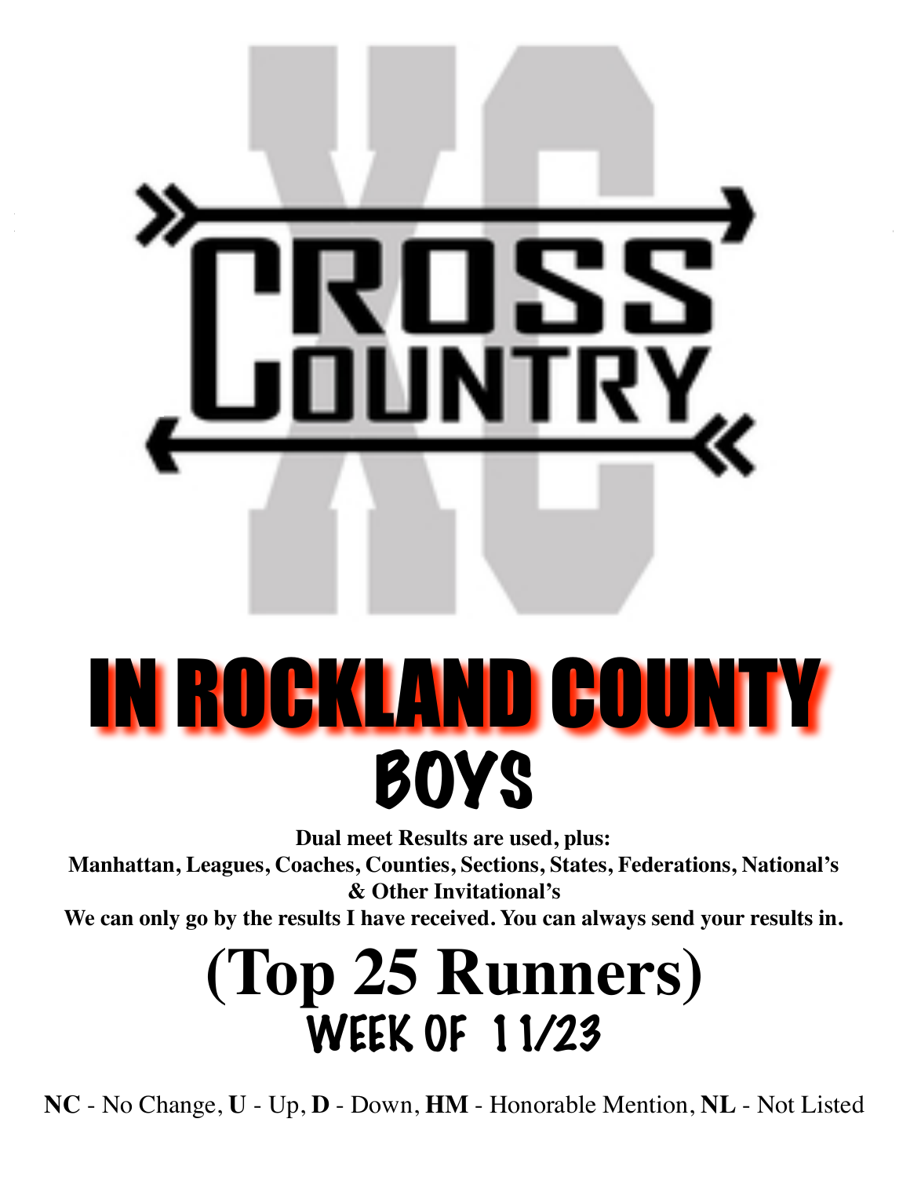# CROSS COUNTRY

# IN ROCKLAND COUNTY

## BOYS

**Dual meet Results are used, plus:**
**Manhattan, Leagues, Coaches, Counties, Sections, States, Federations, National's & Other Invitational's**
**We can only go by the results I have received. You can always send your results in.**

# (Top 25 Runners)

## WEEK OF 11/23

**NC** - No Change, **U** - Up, **D** - Down, **HM** - Honorable Mention, **NL** - Not Listed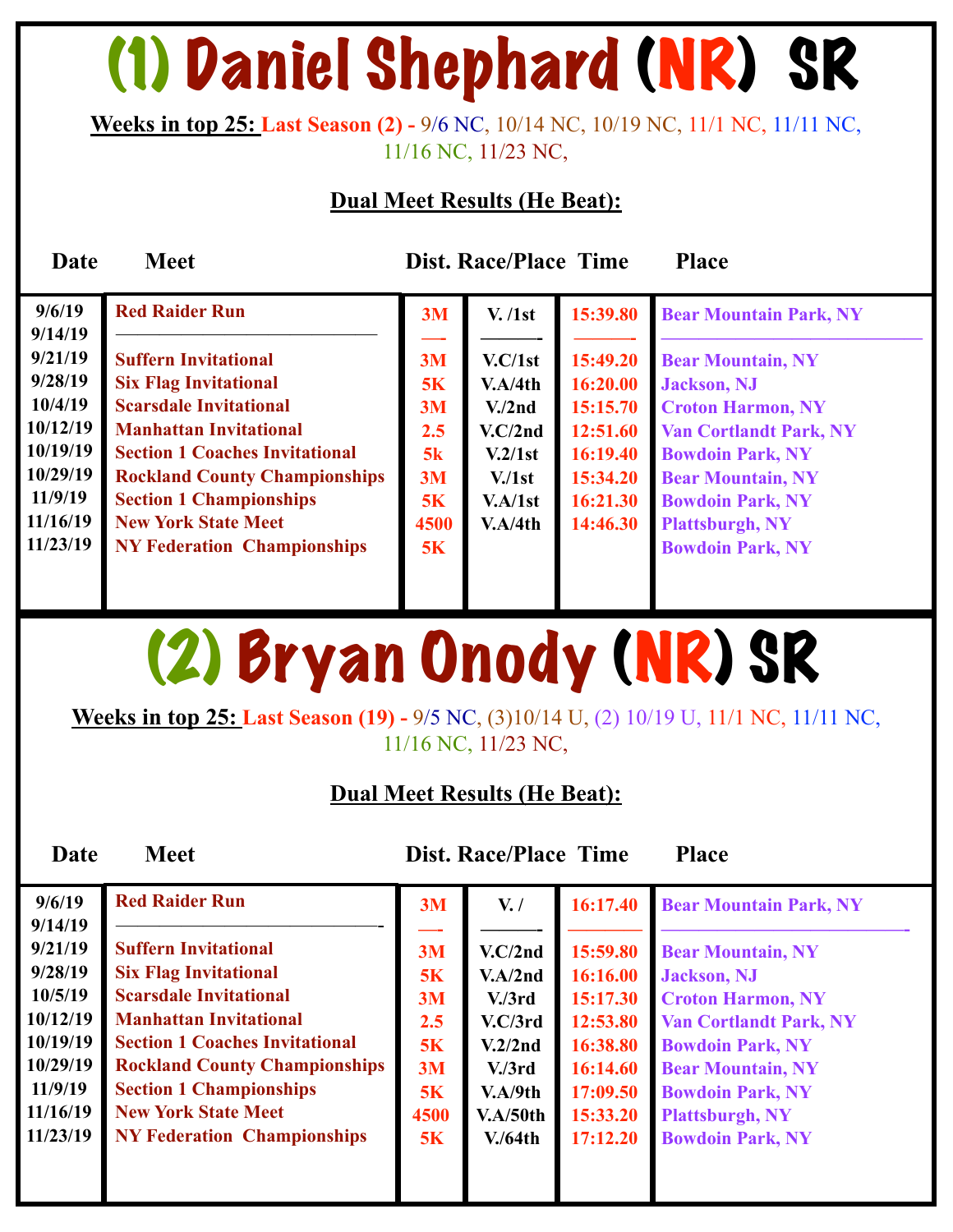# (1) Daniel Shephard (NR) SR

**Weeks in top 25:** Last Season (2) - 9/6 NC, 10/14 NC, 10/19 NC, 11/1 NC, 11/11 NC, 11/16 NC, 11/23 NC,

**Dual Meet Results (He Beat):**

| Date | Meet | Dist. | Race/Place | Time | Place |
|---|---|---|---|---|---|
| 9/6/19 | Red Raider Run | 3M | V. /1st | 15:39.80 | Bear Mountain Park, NY |
| 9/14/19 | —————————— | —- | ———- | ———- | ——————————— |
| 9/21/19 | Suffern Invitational | 3M | V.C/1st | 15:49.20 | Bear Mountain, NY |
| 9/28/19 | Six Flag Invitational | 5K | V.A/4th | 16:20.00 | Jackson, NJ |
| 10/4/19 | Scarsdale Invitational | 3M | V./2nd | 15:15.70 | Croton Harmon, NY |
| 10/12/19 | Manhattan Invitational | 2.5 | V.C/2nd | 12:51.60 | Van Cortlandt Park, NY |
| 10/19/19 | Section 1 Coaches Invitational | 5k | V.2/1st | 16:19.40 | Bowdoin Park, NY |
| 10/29/19 | Rockland County Championships | 3M | V./1st | 15:34.20 | Bear Mountain, NY |
| 11/9/19 | Section 1 Championships | 5K | V.A/1st | 16:21.30 | Bowdoin Park, NY |
| 11/16/19 | New York State Meet | 4500 | V.A/4th | 14:46.30 | Plattsburgh, NY |
| 11/23/19 | NY Federation Championships | 5K | | | Bowdoin Park, NY |

# (2) Bryan Onody (NR) SR

**Weeks in top 25:** Last Season (19) - 9/5 NC, (3)10/14 U, (2) 10/19 U, 11/1 NC, 11/11 NC, 11/16 NC, 11/23 NC,

**Dual Meet Results (He Beat):**

| Date | Meet | Dist. | Race/Place | Time | Place |
|---|---|---|---|---|---|
| 9/6/19 | Red Raider Run | 3M | V. / | 16:17.40 | Bear Mountain Park, NY |
| 9/14/19 | ——————————- | —- | ———- | ———— | ——————————- |
| 9/21/19 | Suffern Invitational | 3M | V.C/2nd | 15:59.80 | Bear Mountain, NY |
| 9/28/19 | Six Flag Invitational | 5K | V.A/2nd | 16:16.00 | Jackson, NJ |
| 10/5/19 | Scarsdale Invitational | 3M | V./3rd | 15:17.30 | Croton Harmon, NY |
| 10/12/19 | Manhattan Invitational | 2.5 | V.C/3rd | 12:53.80 | Van Cortlandt Park, NY |
| 10/19/19 | Section 1 Coaches Invitational | 5K | V.2/2nd | 16:38.80 | Bowdoin Park, NY |
| 10/29/19 | Rockland County Championships | 3M | V./3rd | 16:14.60 | Bear Mountain, NY |
| 11/9/19 | Section 1 Championships | 5K | V.A/9th | 17:09.50 | Bowdoin Park, NY |
| 11/16/19 | New York State Meet | 4500 | V.A/50th | 15:33.20 | Plattsburgh, NY |
| 11/23/19 | NY Federation Championships | 5K | V./64th | 17:12.20 | Bowdoin Park, NY |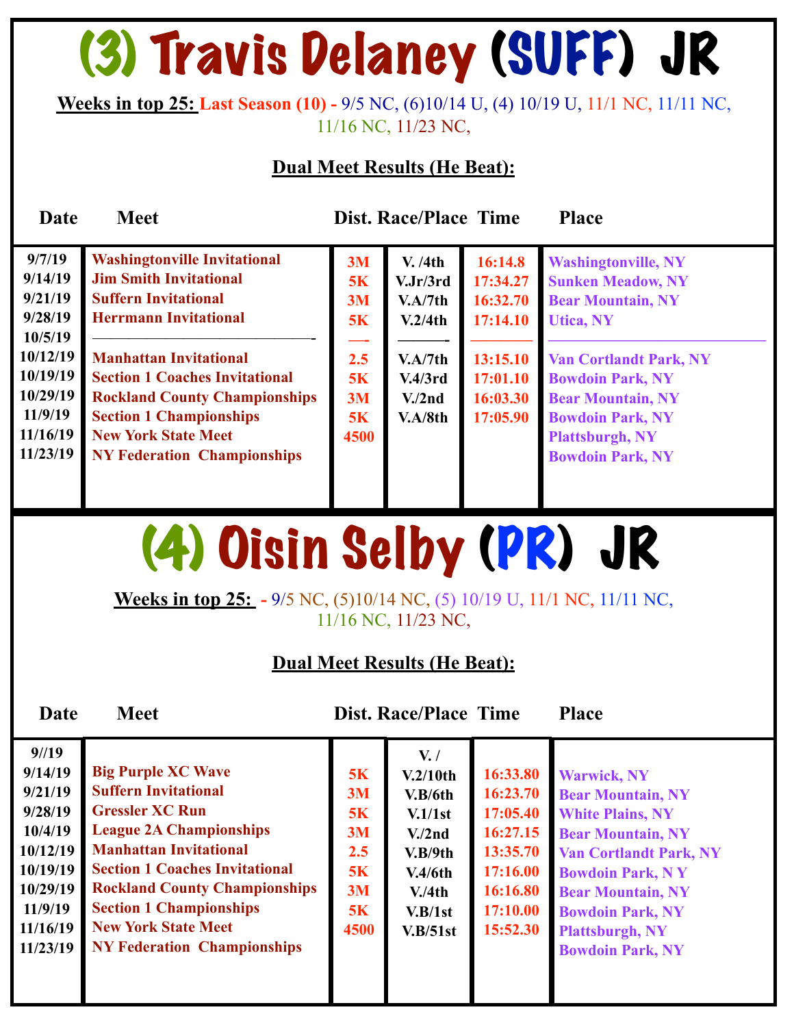# (3) Travis Delaney (SUFF) JR

**Weeks in top 25:** Last Season (10) - 9/5 NC, (6)10/14 U, (4) 10/19 U, 11/1 NC, 11/11 NC, 11/16 NC, 11/23 NC,

**Dual Meet Results (He Beat):**

| Date | Meet | Dist. | Race/Place | Time | Place |
|---|---|---|---|---|---|
| 9/7/19 | Washingtonville Invitational | 3M | V. /4th | 16:14.8 | Washingtonville, NY |
| 9/14/19 | Jim Smith Invitational | 5K | V.Jr/3rd | 17:34.27 | Sunken Meadow, NY |
| 9/21/19 | Suffern Invitational | 3M | V.A/7th | 16:32.70 | Bear Mountain, NY |
| 9/28/19 | Herrmann Invitational | 5K | V.2/4th | 17:14.10 | Utica, NY |
| 10/5/19 | ————————— | —- | ——- | ——— | ————————— |
| 10/12/19 | Manhattan Invitational | 2.5 | V.A/7th | 13:15.10 | Van Cortlandt Park, NY |
| 10/19/19 | Section 1 Coaches Invitational | 5K | V.4/3rd | 17:01.10 | Bowdoin Park, NY |
| 10/29/19 | Rockland County Championships | 3M | V./2nd | 16:03.30 | Bear Mountain, NY |
| 11/9/19 | Section 1 Championships | 5K | V.A/8th | 17:05.90 | Bowdoin Park, NY |
| 11/16/19 | New York State Meet | 4500 | | | Plattsburgh, NY |
| 11/23/19 | NY Federation Championships | | | | Bowdoin Park, NY |

# (4) Oisin Selby (PR) JR

**Weeks in top 25:** - 9/5 NC, (5)10/14 NC, (5) 10/19 U, 11/1 NC, 11/11 NC, 11/16 NC, 11/23 NC,

**Dual Meet Results (He Beat):**

| Date | Meet | Dist. | Race/Place | Time | Place |
|---|---|---|---|---|---|
| 9//19 | | | V. / | | |
| 9/14/19 | Big Purple XC Wave | 5K | V.2/10th | 16:33.80 | Warwick, NY |
| 9/21/19 | Suffern Invitational | 3M | V.B/6th | 16:23.70 | Bear Mountain, NY |
| 9/28/19 | Gressler XC Run | 5K | V.1/1st | 17:05.40 | White Plains, NY |
| 10/4/19 | League 2A Championships | 3M | V./2nd | 16:27.15 | Bear Mountain, NY |
| 10/12/19 | Manhattan Invitational | 2.5 | V.B/9th | 13:35.70 | Van Cortlandt Park, NY |
| 10/19/19 | Section 1 Coaches Invitational | 5K | V.4/6th | 17:16.00 | Bowdoin Park, N Y |
| 10/29/19 | Rockland County Championships | 3M | V./4th | 16:16.80 | Bear Mountain, NY |
| 11/9/19 | Section 1 Championships | 5K | V.B/1st | 17:10.00 | Bowdoin Park, NY |
| 11/16/19 | New York State Meet | 4500 | V.B/51st | 15:52.30 | Plattsburgh, NY |
| 11/23/19 | NY Federation Championships | | | | Bowdoin Park, NY |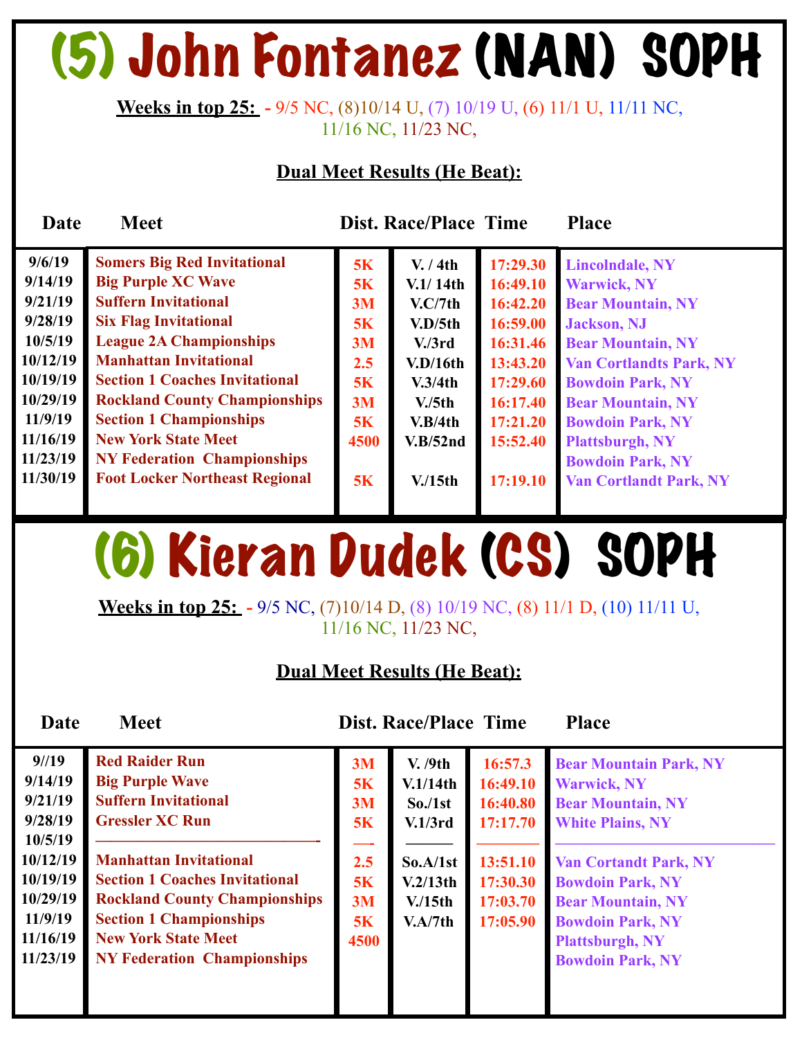# (5) John Fontanez (NAN) SOPH

**Weeks in top 25:** - 9/5 NC, (8)10/14 U, (7) 10/19 U, (6) 11/1 U, 11/11 NC, 11/16 NC, 11/23 NC,

**Dual Meet Results (He Beat):**

| Date | Meet | Dist. | Race/Place | Time | Place |
|---|---|---|---|---|---|
| 9/6/19 | Somers Big Red Invitational | 5K | V. / 4th | 17:29.30 | Lincolndale, NY |
| 9/14/19 | Big Purple XC Wave | 5K | V.1/ 14th | 16:49.10 | Warwick, NY |
| 9/21/19 | Suffern Invitational | 3M | V.C/7th | 16:42.20 | Bear Mountain, NY |
| 9/28/19 | Six Flag Invitational | 5K | V.D/5th | 16:59.00 | Jackson, NJ |
| 10/5/19 | League 2A Championships | 3M | V./3rd | 16:31.46 | Bear Mountain, NY |
| 10/12/19 | Manhattan Invitational | 2.5 | V.D/16th | 13:43.20 | Van Cortlandts Park, NY |
| 10/19/19 | Section 1 Coaches Invitational | 5K | V.3/4th | 17:29.60 | Bowdoin Park, NY |
| 10/29/19 | Rockland County Championships | 3M | V./5th | 16:17.40 | Bear Mountain, NY |
| 11/9/19 | Section 1 Championships | 5K | V.B/4th | 17:21.20 | Bowdoin Park, NY |
| 11/16/19 | New York State Meet | 4500 | V.B/52nd | 15:52.40 | Plattsburgh, NY |
| 11/23/19 | NY Federation Championships | | | | Bowdoin Park, NY |
| 11/30/19 | Foot Locker Northeast Regional | 5K | V./15th | 17:19.10 | Van Cortlandt Park, NY |

# (6) Kieran Dudek (CS) SOPH

**Weeks in top 25:** - 9/5 NC, (7)10/14 D, (8) 10/19 NC, (8) 11/1 D, (10) 11/11 U, 11/16 NC, 11/23 NC,

**Dual Meet Results (He Beat):**

| Date | Meet | Dist. | Race/Place | Time | Place |
|---|---|---|---|---|---|
| 9//19 | Red Raider Run | 3M | V. /9th | 16:57.3 | Bear Mountain Park, NY |
| 9/14/19 | Big Purple Wave | 5K | V.1/14th | 16:49.10 | Warwick, NY |
| 9/21/19 | Suffern Invitational | 3M | So./1st | 16:40.80 | Bear Mountain, NY |
| 9/28/19 | Gressler XC Run | 5K | V.1/3rd | 17:17.70 | White Plains, NY |
| 10/5/19 | ——————————— | —- | ——— | ——— | ——————————— |
| 10/12/19 | Manhattan Invitational | 2.5 | So.A/1st | 13:51.10 | Van Cortandt Park, NY |
| 10/19/19 | Section 1 Coaches Invitational | 5K | V.2/13th | 17:30.30 | Bowdoin Park, NY |
| 10/29/19 | Rockland County Championships | 3M | V./15th | 17:03.70 | Bear Mountain, NY |
| 11/9/19 | Section 1 Championships | 5K | V.A/7th | 17:05.90 | Bowdoin Park, NY |
| 11/16/19 | New York State Meet | 4500 | | | Plattsburgh, NY |
| 11/23/19 | NY Federation Championships | | | | Bowdoin Park, NY |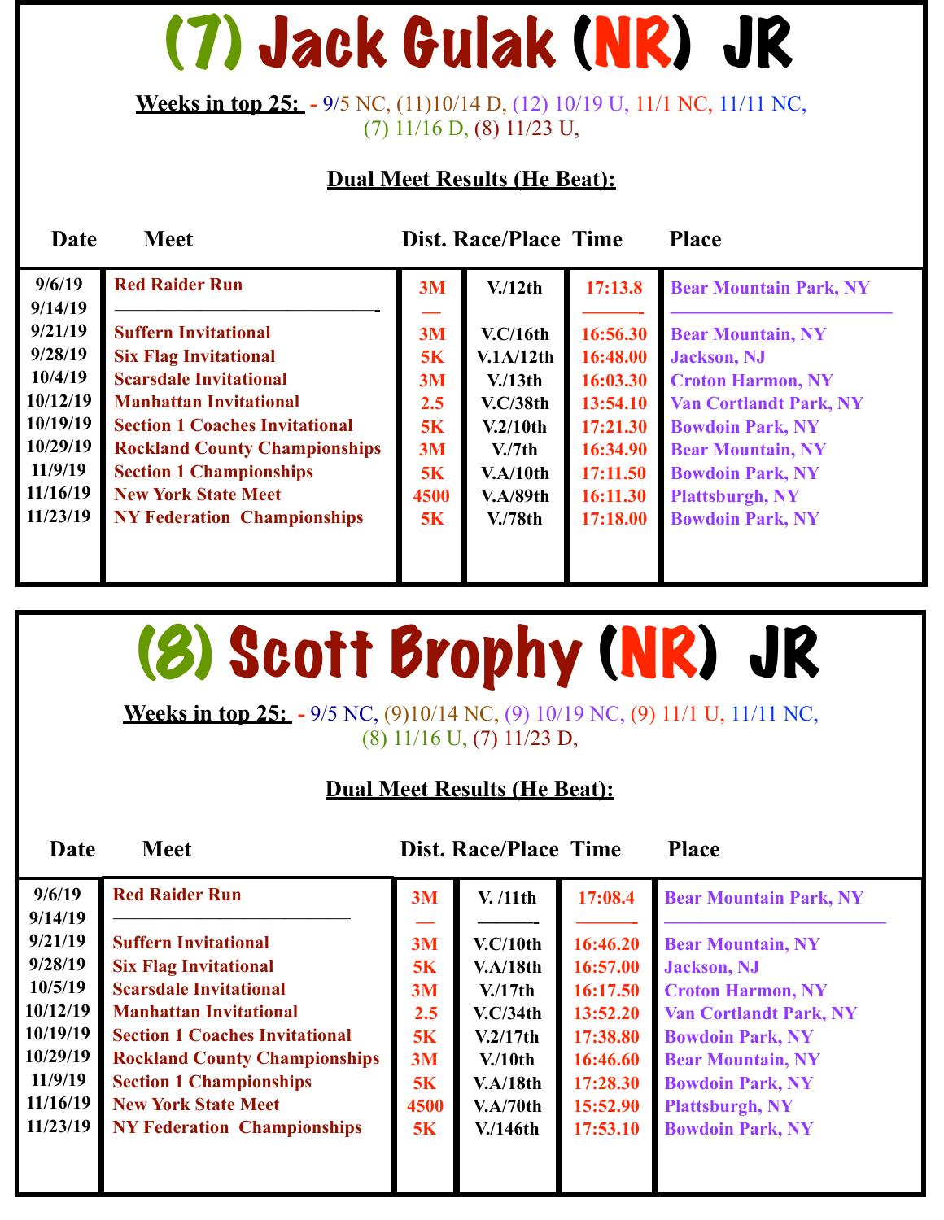# (7) Jack Gulak (NR) JR

**Weeks in top 25:** - 9/5 NC, (11)10/14 D, (12) 10/19 U, 11/1 NC, 11/11 NC, (7) 11/16 D, (8) 11/23 U,

**Dual Meet Results (He Beat):**

| Date | Meet | Dist. | Race/Place | Time | Place |
|---|---|---|---|---|---|
| 9/6/19 | Red Raider Run | 3M | V./12th | 17:13.8 | Bear Mountain Park, NY |
| 9/14/19 | ———————————- | — | | ———- | ————————— |
| 9/21/19 | Suffern Invitational | 3M | V.C/16th | 16:56.30 | Bear Mountain, NY |
| 9/28/19 | Six Flag Invitational | 5K | V.1A/12th | 16:48.00 | Jackson, NJ |
| 10/4/19 | Scarsdale Invitational | 3M | V./13th | 16:03.30 | Croton Harmon, NY |
| 10/12/19 | Manhattan Invitational | 2.5 | V.C/38th | 13:54.10 | Van Cortlandt Park, NY |
| 10/19/19 | Section 1 Coaches Invitational | 5K | V.2/10th | 17:21.30 | Bowdoin Park, NY |
| 10/29/19 | Rockland County Championships | 3M | V./7th | 16:34.90 | Bear Mountain, NY |
| 11/9/19 | Section 1 Championships | 5K | V.A/10th | 17:11.50 | Bowdoin Park, NY |
| 11/16/19 | New York State Meet | 4500 | V.A/89th | 16:11.30 | Plattsburgh, NY |
| 11/23/19 | NY Federation Championships | 5K | V./78th | 17:18.00 | Bowdoin Park, NY |

# (8) Scott Brophy (NR) JR

**Weeks in top 25:** - 9/5 NC, (9)10/14 NC, (9) 10/19 NC, (9) 11/1 U, 11/11 NC, (8) 11/16 U, (7) 11/23 D,

**Dual Meet Results (He Beat):**

| Date | Meet | Dist. | Race/Place | Time | Place |
|---|---|---|---|---|---|
| 9/6/19 | Red Raider Run | 3M | V. /11th | 17:08.4 | Bear Mountain Park, NY |
| 9/14/19 | ——————————— | — | ———- | ———- | ————————— |
| 9/21/19 | Suffern Invitational | 3M | V.C/10th | 16:46.20 | Bear Mountain, NY |
| 9/28/19 | Six Flag Invitational | 5K | V.A/18th | 16:57.00 | Jackson, NJ |
| 10/5/19 | Scarsdale Invitational | 3M | V./17th | 16:17.50 | Croton Harmon, NY |
| 10/12/19 | Manhattan Invitational | 2.5 | V.C/34th | 13:52.20 | Van Cortlandt Park, NY |
| 10/19/19 | Section 1 Coaches Invitational | 5K | V.2/17th | 17:38.80 | Bowdoin Park, NY |
| 10/29/19 | Rockland County Championships | 3M | V./10th | 16:46.60 | Bear Mountain, NY |
| 11/9/19 | Section 1 Championships | 5K | V.A/18th | 17:28.30 | Bowdoin Park, NY |
| 11/16/19 | New York State Meet | 4500 | V.A/70th | 15:52.90 | Plattsburgh, NY |
| 11/23/19 | NY Federation Championships | 5K | V./146th | 17:53.10 | Bowdoin Park, NY |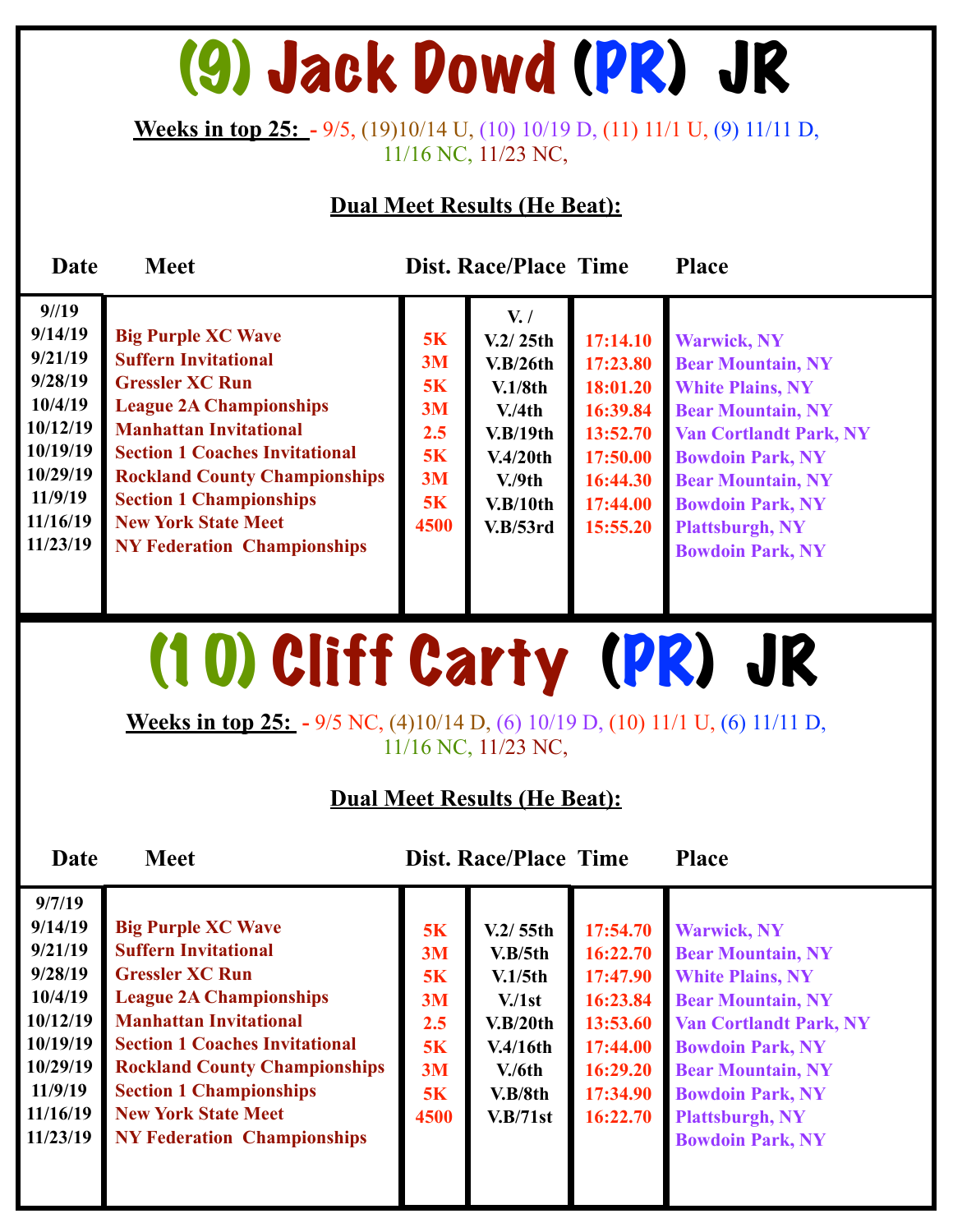# (9) Jack Dowd (PR) JR

**Weeks in top 25:** - 9/5, (19)10/14 U, (10) 10/19 D, (11) 11/1 U, (9) 11/11 D, 11/16 NC, 11/23 NC,

**Dual Meet Results (He Beat):**

| Date | Meet | Dist. | Race/Place | Time | Place |
|---|---|---|---|---|---|
| 9//19 | | | V. / | | |
| 9/14/19 | Big Purple XC Wave | 5K | V.2/ 25th | 17:14.10 | Warwick, NY |
| 9/21/19 | Suffern Invitational | 3M | V.B/26th | 17:23.80 | Bear Mountain, NY |
| 9/28/19 | Gressler XC Run | 5K | V.1/8th | 18:01.20 | White Plains, NY |
| 10/4/19 | League 2A Championships | 3M | V./4th | 16:39.84 | Bear Mountain, NY |
| 10/12/19 | Manhattan Invitational | 2.5 | V.B/19th | 13:52.70 | Van Cortlandt Park, NY |
| 10/19/19 | Section 1 Coaches Invitational | 5K | V.4/20th | 17:50.00 | Bowdoin Park, NY |
| 10/29/19 | Rockland County Championships | 3M | V./9th | 16:44.30 | Bear Mountain, NY |
| 11/9/19 | Section 1 Championships | 5K | V.B/10th | 17:44.00 | Bowdoin Park, NY |
| 11/16/19 | New York State Meet | 4500 | V.B/53rd | 15:55.20 | Plattsburgh, NY |
| 11/23/19 | NY Federation Championships | | | | Bowdoin Park, NY |

# (10) Cliff Carty (PR) JR

**Weeks in top 25:** - 9/5 NC, (4)10/14 D, (6) 10/19 D, (10) 11/1 U, (6) 11/11 D, 11/16 NC, 11/23 NC,

**Dual Meet Results (He Beat):**

| Date | Meet | Dist. | Race/Place | Time | Place |
|---|---|---|---|---|---|
| 9/7/19 | | | | | |
| 9/14/19 | Big Purple XC Wave | 5K | V.2/ 55th | 17:54.70 | Warwick, NY |
| 9/21/19 | Suffern Invitational | 3M | V.B/5th | 16:22.70 | Bear Mountain, NY |
| 9/28/19 | Gressler XC Run | 5K | V.1/5th | 17:47.90 | White Plains, NY |
| 10/4/19 | League 2A Championships | 3M | V./1st | 16:23.84 | Bear Mountain, NY |
| 10/12/19 | Manhattan Invitational | 2.5 | V.B/20th | 13:53.60 | Van Cortlandt Park, NY |
| 10/19/19 | Section 1 Coaches Invitational | 5K | V.4/16th | 17:44.00 | Bowdoin Park, NY |
| 10/29/19 | Rockland County Championships | 3M | V./6th | 16:29.20 | Bear Mountain, NY |
| 11/9/19 | Section 1 Championships | 5K | V.B/8th | 17:34.90 | Bowdoin Park, NY |
| 11/16/19 | New York State Meet | 4500 | V.B/71st | 16:22.70 | Plattsburgh, NY |
| 11/23/19 | NY Federation Championships | | | | Bowdoin Park, NY |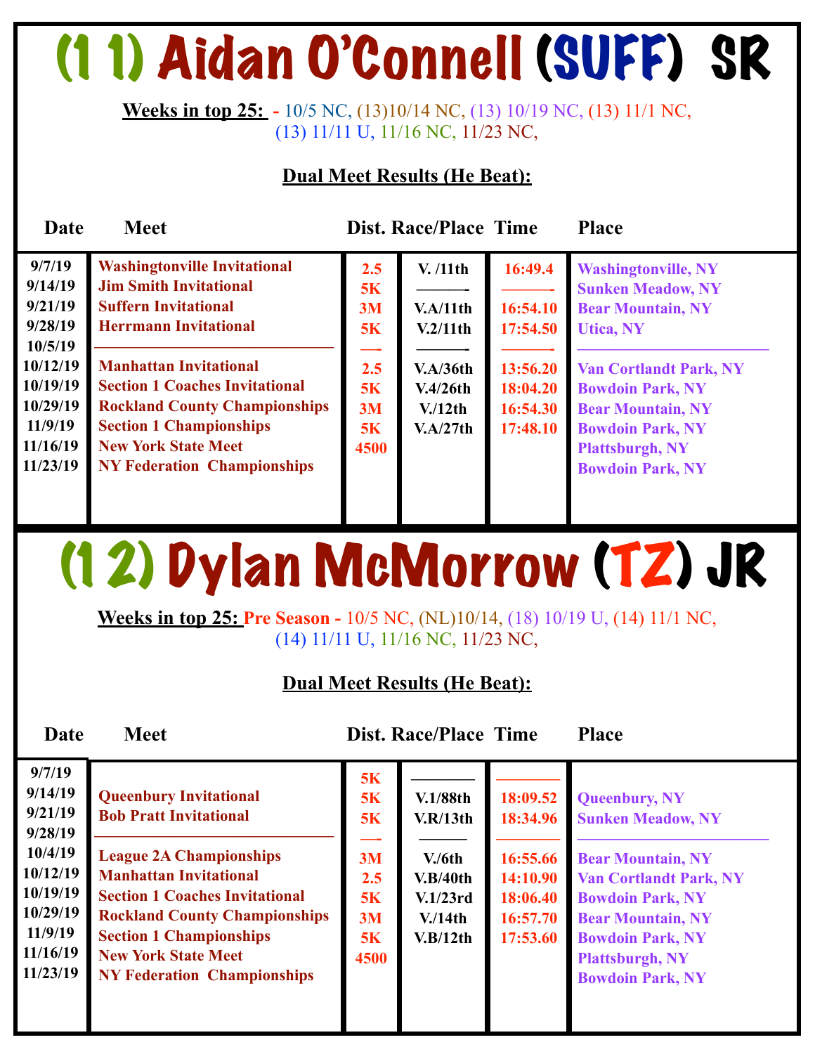# (1 1) Aidan O'Connell (SUFF) SR

**Weeks in top 25:** - 10/5 NC, (13)10/14 NC, (13) 10/19 NC, (13) 11/1 NC, (13) 11/11 U, 11/16 NC, 11/23 NC,

**Dual Meet Results (He Beat):**

| Date | Meet | Dist. | Race/Place | Time | Place |
|---|---|---|---|---|---|
| 9/7/19 | Washingtonville Invitational | 2.5 | V. /11th | 16:49.4 | Washingtonville, NY |
| 9/14/19 | Jim Smith Invitational | 5K | ——— | ——— | Sunken Meadow, NY |
| 9/21/19 | Suffern Invitational | 3M | V.A/11th | 16:54.10 | Bear Mountain, NY |
| 9/28/19 | Herrmann Invitational | 5K | V.2/11th | 17:54.50 | Utica, NY |
| 10/5/19 | ——— | — | ——— | ——— | ——— |
| 10/12/19 | Manhattan Invitational | 2.5 | V.A/36th | 13:56.20 | Van Cortlandt Park, NY |
| 10/19/19 | Section 1 Coaches Invitational | 5K | V.4/26th | 18:04.20 | Bowdoin Park, NY |
| 10/29/19 | Rockland County Championships | 3M | V./12th | 16:54.30 | Bear Mountain, NY |
| 11/9/19 | Section 1 Championships | 5K | V.A/27th | 17:48.10 | Bowdoin Park, NY |
| 11/16/19 | New York State Meet | 4500 | | | Plattsburgh, NY |
| 11/23/19 | NY Federation Championships | | | | Bowdoin Park, NY |

# (1 2) Dylan McMorrow (TZ) JR

**Weeks in top 25:** Pre Season - 10/5 NC, (NL)10/14, (18) 10/19 U, (14) 11/1 NC, (14) 11/11 U, 11/16 NC, 11/23 NC,

**Dual Meet Results (He Beat):**

| Date | Meet | Dist. | Race/Place | Time | Place |
|---|---|---|---|---|---|
| 9/7/19 | | 5K | ——— | ——— | |
| 9/14/19 | Queenbury Invitational | 5K | V.1/88th | 18:09.52 | Queenbury, NY |
| 9/21/19 | Bob Pratt Invitational | 5K | V.R/13th | 18:34.96 | Sunken Meadow, NY |
| 9/28/19 | ——— | — | ——— | ——— | ——— |
| 10/4/19 | League 2A Championships | 3M | V./6th | 16:55.66 | Bear Mountain, NY |
| 10/12/19 | Manhattan Invitational | 2.5 | V.B/40th | 14:10.90 | Van Cortlandt Park, NY |
| 10/19/19 | Section 1 Coaches Invitational | 5K | V.1/23rd | 18:06.40 | Bowdoin Park, NY |
| 10/29/19 | Rockland County Championships | 3M | V./14th | 16:57.70 | Bear Mountain, NY |
| 11/9/19 | Section 1 Championships | 5K | V.B/12th | 17:53.60 | Bowdoin Park, NY |
| 11/16/19 | New York State Meet | 4500 | | | Plattsburgh, NY |
| 11/23/19 | NY Federation Championships | | | | Bowdoin Park, NY |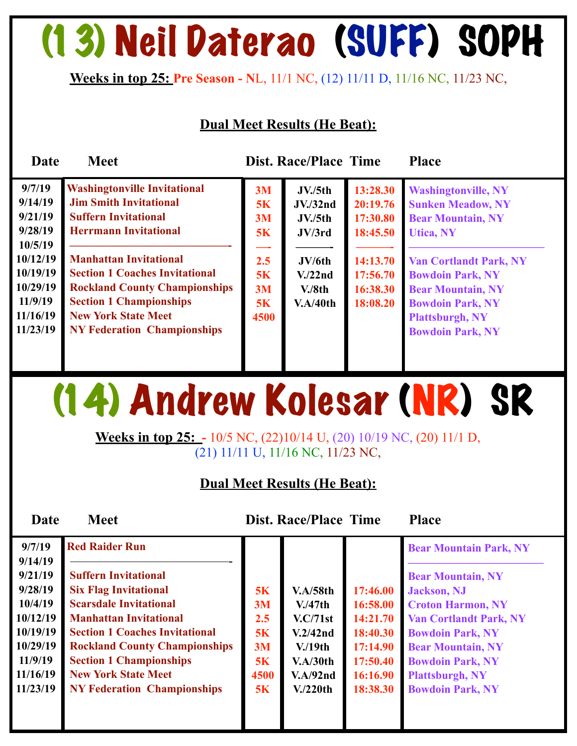# (13) Neil Daterao (SUFF) SOPH

**Weeks in top 25:** Pre Season - NL, 11/1 NC, (12) 11/11 D, 11/16 NC, 11/23 NC,

**Dual Meet Results (He Beat):**

| Date | Meet | Dist. | Race/Place | Time | Place |
|---|---|---|---|---|---|
| 9/7/19 | Washingtonville Invitational | 3M | JV./5th | 13:28.30 | Washingtonville, NY |
| 9/14/19 | Jim Smith Invitational | 5K | JV./32nd | 20:19.76 | Sunken Meadow, NY |
| 9/21/19 | Suffern Invitational | 3M | JV./5th | 17:30.80 | Bear Mountain, NY |
| 9/28/19 | Herrmann Invitational | 5K | JV/3rd | 18:45.50 | Utica, NY |
| 10/5/19 | ————————————- | —- | ———- | ——— | ———————————— |
| 10/12/19 | Manhattan Invitational | 2.5 | JV/6th | 14:13.70 | Van Cortlandt Park, NY |
| 10/19/19 | Section 1 Coaches Invitational | 5K | V./22nd | 17:56.70 | Bowdoin Park, NY |
| 10/29/19 | Rockland County Championships | 3M | V./8th | 16:38.30 | Bear Mountain, NY |
| 11/9/19 | Section 1 Championships | 5K | V.A/40th | 18:08.20 | Bowdoin Park, NY |
| 11/16/19 | New York State Meet | 4500 | | | Plattsburgh, NY |
| 11/23/19 | NY Federation Championships | | | | Bowdoin Park, NY |

# (14) Andrew Kolesar (NR) SR

**Weeks in top 25:** - 10/5 NC, (22)10/14 U, (20) 10/19 NC, (20) 11/1 D, (21) 11/11 U, 11/16 NC, 11/23 NC,

**Dual Meet Results (He Beat):**

| Date | Meet | Dist. | Race/Place | Time | Place |
|---|---|---|---|---|---|
| 9/7/19 | Red Raider Run | | | | Bear Mountain Park, NY |
| 9/14/19 | ————————————- | | | | ———————————— |
| 9/21/19 | Suffern Invitational | | | | Bear Mountain, NY |
| 9/28/19 | Six Flag Invitational | 5K | V.A/58th | 17:46.00 | Jackson, NJ |
| 10/4/19 | Scarsdale Invitational | 3M | V./47th | 16:58.00 | Croton Harmon, NY |
| 10/12/19 | Manhattan Invitational | 2.5 | V.C/71st | 14:21.70 | Van Cortlandt Park, NY |
| 10/19/19 | Section 1 Coaches Invitational | 5K | V.2/42nd | 18:40.30 | Bowdoin Park, NY |
| 10/29/19 | Rockland County Championships | 3M | V./19th | 17:14.90 | Bear Mountain, NY |
| 11/9/19 | Section 1 Championships | 5K | V.A/30th | 17:50.40 | Bowdoin Park, NY |
| 11/16/19 | New York State Meet | 4500 | V.A/92nd | 16:16.90 | Plattsburgh, NY |
| 11/23/19 | NY Federation Championships | 5K | V./220th | 18:38.30 | Bowdoin Park, NY |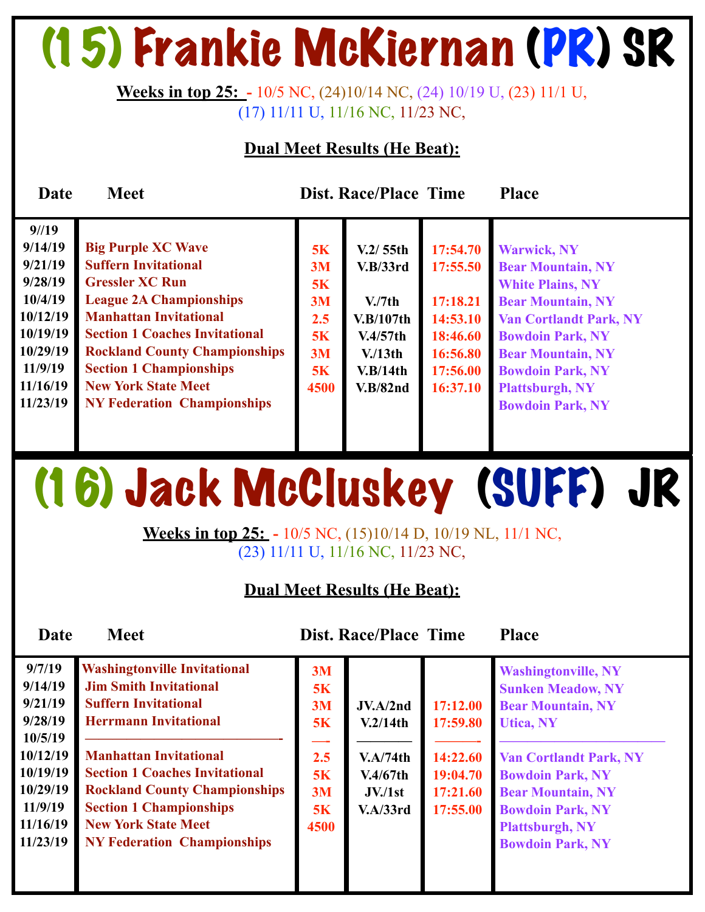# (15) Frankie McKiernan (PR) SR

**Weeks in top 25:** - 10/5 NC, (24)10/14 NC, (24) 10/19 U, (23) 11/1 U, (17) 11/11 U, 11/16 NC, 11/23 NC,

**Dual Meet Results (He Beat):**

| Date | Meet | Dist. | Race/Place | Time | Place |
|---|---|---|---|---|---|
| 9//19 | | | | | |
| 9/14/19 | Big Purple XC Wave | 5K | V.2/ 55th | 17:54.70 | Warwick, NY |
| 9/21/19 | Suffern Invitational | 3M | V.B/33rd | 17:55.50 | Bear Mountain, NY |
| 9/28/19 | Gressler XC Run | 5K | | | White Plains, NY |
| 10/4/19 | League 2A Championships | 3M | V./7th | 17:18.21 | Bear Mountain, NY |
| 10/12/19 | Manhattan Invitational | 2.5 | V.B/107th | 14:53.10 | Van Cortlandt Park, NY |
| 10/19/19 | Section 1 Coaches Invitational | 5K | V.4/57th | 18:46.60 | Bowdoin Park, NY |
| 10/29/19 | Rockland County Championships | 3M | V./13th | 16:56.80 | Bear Mountain, NY |
| 11/9/19 | Section 1 Championships | 5K | V.B/14th | 17:56.00 | Bowdoin Park, NY |
| 11/16/19 | New York State Meet | 4500 | V.B/82nd | 16:37.10 | Plattsburgh, NY |
| 11/23/19 | NY Federation Championships | | | | Bowdoin Park, NY |

# (16) Jack McCluskey (SUFF) JR

**Weeks in top 25:** - 10/5 NC, (15)10/14 D, 10/19 NL, 11/1 NC, (23) 11/11 U, 11/16 NC, 11/23 NC,

**Dual Meet Results (He Beat):**

| Date | Meet | Dist. | Race/Place | Time | Place |
|---|---|---|---|---|---|
| 9/7/19 | Washingtonville Invitational | 3M | | | Washingtonville, NY |
| 9/14/19 | Jim Smith Invitational | 5K | | | Sunken Meadow, NY |
| 9/21/19 | Suffern Invitational | 3M | JV.A/2nd | 17:12.00 | Bear Mountain, NY |
| 9/28/19 | Herrmann Invitational | 5K | V.2/14th | 17:59.80 | Utica, NY |
| 10/5/19 | ——————————— | —- | ———— | ——— | ——————————— |
| 10/12/19 | Manhattan Invitational | 2.5 | V.A/74th | 14:22.60 | Van Cortlandt Park, NY |
| 10/19/19 | Section 1 Coaches Invitational | 5K | V.4/67th | 19:04.70 | Bowdoin Park, NY |
| 10/29/19 | Rockland County Championships | 3M | JV./1st | 17:21.60 | Bear Mountain, NY |
| 11/9/19 | Section 1 Championships | 5K | V.A/33rd | 17:55.00 | Bowdoin Park, NY |
| 11/16/19 | New York State Meet | 4500 | | | Plattsburgh, NY |
| 11/23/19 | NY Federation Championships | | | | Bowdoin Park, NY |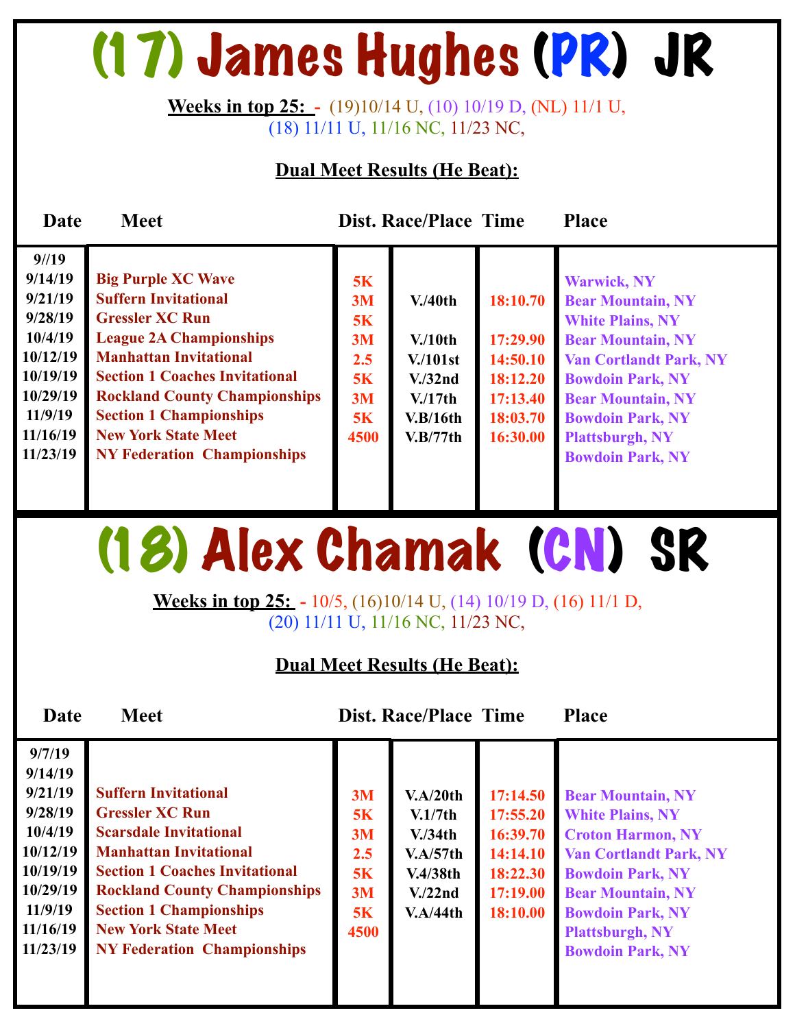# (17) James Hughes (PR) JR

**Weeks in top 25:** - (19)10/14 U, (10) 10/19 D, (NL) 11/1 U, (18) 11/11 U, 11/16 NC, 11/23 NC,

**Dual Meet Results (He Beat):**

| Date | Meet | Dist. | Race/Place | Time | Place |
|---|---|---|---|---|---|
| 9//19 | | | | | |
| 9/14/19 | Big Purple XC Wave | 5K | | | Warwick, NY |
| 9/21/19 | Suffern Invitational | 3M | V./40th | 18:10.70 | Bear Mountain, NY |
| 9/28/19 | Gressler XC Run | 5K | | | White Plains, NY |
| 10/4/19 | League 2A Championships | 3M | V./10th | 17:29.90 | Bear Mountain, NY |
| 10/12/19 | Manhattan Invitational | 2.5 | V./101st | 14:50.10 | Van Cortlandt Park, NY |
| 10/19/19 | Section 1 Coaches Invitational | 5K | V./32nd | 18:12.20 | Bowdoin Park, NY |
| 10/29/19 | Rockland County Championships | 3M | V./17th | 17:13.40 | Bear Mountain, NY |
| 11/9/19 | Section 1 Championships | 5K | V.B/16th | 18:03.70 | Bowdoin Park, NY |
| 11/16/19 | New York State Meet | 4500 | V.B/77th | 16:30.00 | Plattsburgh, NY |
| 11/23/19 | NY Federation Championships | | | | Bowdoin Park, NY |

# (18) Alex Chamak (CN) SR

**Weeks in top 25:** - 10/5, (16)10/14 U, (14) 10/19 D, (16) 11/1 D, (20) 11/11 U, 11/16 NC, 11/23 NC,

**Dual Meet Results (He Beat):**

| Date | Meet | Dist. | Race/Place | Time | Place |
|---|---|---|---|---|---|
| 9/7/19 | | | | | |
| 9/14/19 | | | | | |
| 9/21/19 | Suffern Invitational | 3M | V.A/20th | 17:14.50 | Bear Mountain, NY |
| 9/28/19 | Gressler XC Run | 5K | V.1/7th | 17:55.20 | White Plains, NY |
| 10/4/19 | Scarsdale Invitational | 3M | V./34th | 16:39.70 | Croton Harmon, NY |
| 10/12/19 | Manhattan Invitational | 2.5 | V.A/57th | 14:14.10 | Van Cortlandt Park, NY |
| 10/19/19 | Section 1 Coaches Invitational | 5K | V.4/38th | 18:22.30 | Bowdoin Park, NY |
| 10/29/19 | Rockland County Championships | 3M | V./22nd | 17:19.00 | Bear Mountain, NY |
| 11/9/19 | Section 1 Championships | 5K | V.A/44th | 18:10.00 | Bowdoin Park, NY |
| 11/16/19 | New York State Meet | 4500 | | | Plattsburgh, NY |
| 11/23/19 | NY Federation Championships | | | | Bowdoin Park, NY |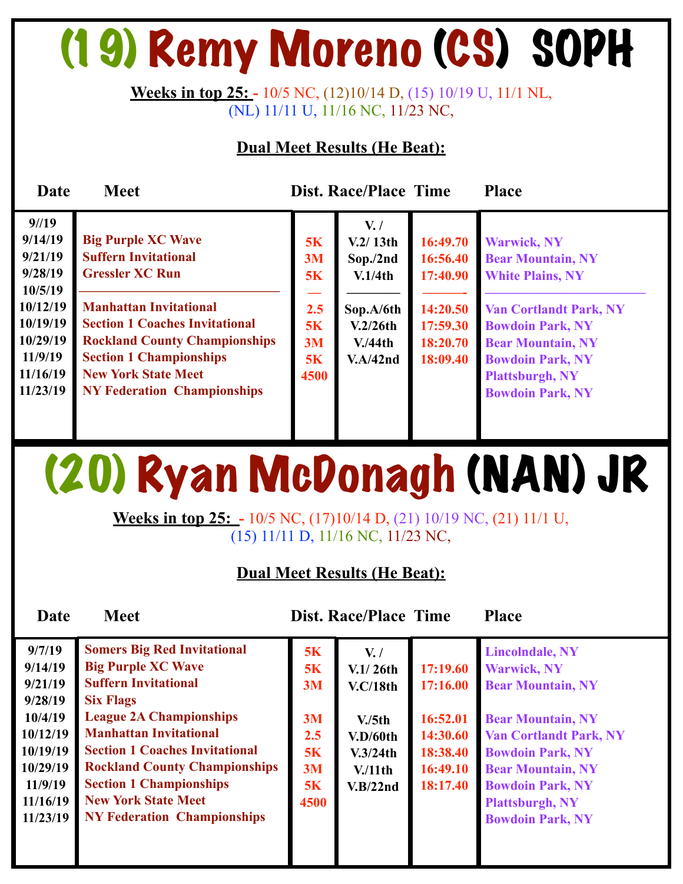# (19) Remy Moreno (CS) SOPH

**Weeks in top 25:** - 10/5 NC, (12)10/14 D, (15) 10/19 U, 11/1 NL, (NL) 11/11 U, 11/16 NC, 11/23 NC,

**Dual Meet Results (He Beat):**

| Date | Meet | Dist. | Race/Place | Time | Place |
|---|---|---|---|---|---|
| 9//19 | | | V. / | | |
| 9/14/19 | Big Purple XC Wave | 5K | V.2/ 13th | 16:49.70 | Warwick, NY |
| 9/21/19 | Suffern Invitational | 3M | Sop./2nd | 16:56.40 | Bear Mountain, NY |
| 9/28/19 | Gressler XC Run | 5K | V.1/4th | 17:40.90 | White Plains, NY |
| 10/5/19 | ——————————— | — | ———— | ——— | ——————————— |
| 10/12/19 | Manhattan Invitational | 2.5 | Sop.A/6th | 14:20.50 | Van Cortlandt Park, NY |
| 10/19/19 | Section 1 Coaches Invitational | 5K | V.2/26th | 17:59.30 | Bowdoin Park, NY |
| 10/29/19 | Rockland County Championships | 3M | V./44th | 18:20.70 | Bear Mountain, NY |
| 11/9/19 | Section 1 Championships | 5K | V.A/42nd | 18:09.40 | Bowdoin Park, NY |
| 11/16/19 | New York State Meet | 4500 | | | Plattsburgh, NY |
| 11/23/19 | NY Federation Championships | | | | Bowdoin Park, NY |

# (20) Ryan McDonagh (NAN) JR

**Weeks in top 25:** - 10/5 NC, (17)10/14 D, (21) 10/19 NC, (21) 11/1 U, (15) 11/11 D, 11/16 NC, 11/23 NC,

**Dual Meet Results (He Beat):**

| Date | Meet | Dist. | Race/Place | Time | Place |
|---|---|---|---|---|---|
| 9/7/19 | Somers Big Red Invitational | 5K | V. / | | Lincolndale, NY |
| 9/14/19 | Big Purple XC Wave | 5K | V.1/ 26th | 17:19.60 | Warwick, NY |
| 9/21/19 | Suffern Invitational | 3M | V.C/18th | 17:16.00 | Bear Mountain, NY |
| 9/28/19 | Six Flags | | | | |
| 10/4/19 | League 2A Championships | 3M | V./5th | 16:52.01 | Bear Mountain, NY |
| 10/12/19 | Manhattan Invitational | 2.5 | V.D/60th | 14:30.60 | Van Cortlandt Park, NY |
| 10/19/19 | Section 1 Coaches Invitational | 5K | V.3/24th | 18:38.40 | Bowdoin Park, NY |
| 10/29/19 | Rockland County Championships | 3M | V./11th | 16:49.10 | Bear Mountain, NY |
| 11/9/19 | Section 1 Championships | 5K | V.B/22nd | 18:17.40 | Bowdoin Park, NY |
| 11/16/19 | New York State Meet | 4500 | | | Plattsburgh, NY |
| 11/23/19 | NY Federation Championships | | | | Bowdoin Park, NY |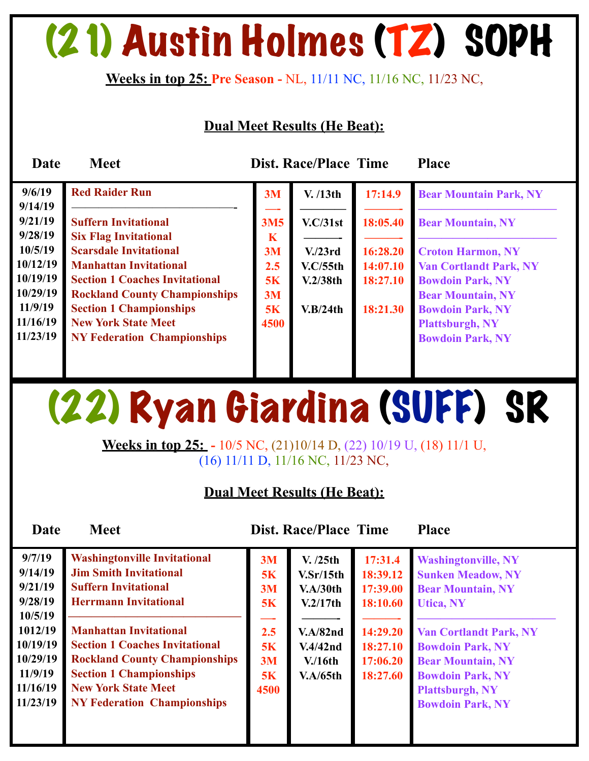# (21) Austin Holmes (TZ) SOPH

**Weeks in top 25:** Pre Season - NL, 11/11 NC, 11/16 NC, 11/23 NC,

**Dual Meet Results (He Beat):**

| Date | Meet | Dist. | Race/Place | Time | Place |
|---|---|---|---|---|---|
| 9/6/19 | Red Raider Run | 3M | V. /13th | 17:14.9 | Bear Mountain Park, NY |
| 9/14/19 | —————————————- | —- | ———— | ———- | ———————————— |
| 9/21/19 | Suffern Invitational | 3M5 | V.C/31st | 18:05.40 | Bear Mountain, NY |
| 9/28/19 | Six Flag Invitational | K | ———- | ———- | ———————————— |
| 10/5/19 | Scarsdale Invitational | 3M | V./23rd | 16:28.20 | Croton Harmon, NY |
| 10/12/19 | Manhattan Invitational | 2.5 | V.C/55th | 14:07.10 | Van Cortlandt Park, NY |
| 10/19/19 | Section 1 Coaches Invitational | 5K | V.2/38th | 18:27.10 | Bowdoin Park, NY |
| 10/29/19 | Rockland County Championships | 3M | | | Bear Mountain, NY |
| 11/9/19 | Section 1 Championships | 5K | V.B/24th | 18:21.30 | Bowdoin Park, NY |
| 11/16/19 | New York State Meet | 4500 | | | Plattsburgh, NY |
| 11/23/19 | NY Federation Championships | | | | Bowdoin Park, NY |

# (22) Ryan Giardina (SUFF) SR

**Weeks in top 25:** - 10/5 NC, (21)10/14 D, (22) 10/19 U, (18) 11/1 U, (16) 11/11 D, 11/16 NC, 11/23 NC,

**Dual Meet Results (He Beat):**

| Date | Meet | Dist. | Race/Place | Time | Place |
|---|---|---|---|---|---|
| 9/7/19 | Washingtonville Invitational | 3M | V. /25th | 17:31.4 | Washingtonville, NY |
| 9/14/19 | Jim Smith Invitational | 5K | V.Sr/15th | 18:39.12 | Sunken Meadow, NY |
| 9/21/19 | Suffern Invitational | 3M | V.A/30th | 17:39.00 | Bear Mountain, NY |
| 9/28/19 | Herrmann Invitational | 5K | V.2/17th | 18:10.60 | Utica, NY |
| 10/5/19 | ————————————— | —- | ———- | ———- | ———————————— |
| 1012/19 | Manhattan Invitational | 2.5 | V.A/82nd | 14:29.20 | Van Cortlandt Park, NY |
| 10/19/19 | Section 1 Coaches Invitational | 5K | V.4/42nd | 18:27.10 | Bowdoin Park, NY |
| 10/29/19 | Rockland County Championships | 3M | V./16th | 17:06.20 | Bear Mountain, NY |
| 11/9/19 | Section 1 Championships | 5K | V.A/65th | 18:27.60 | Bowdoin Park, NY |
| 11/16/19 | New York State Meet | 4500 | | | Plattsburgh, NY |
| 11/23/19 | NY Federation Championships | | | | Bowdoin Park, NY |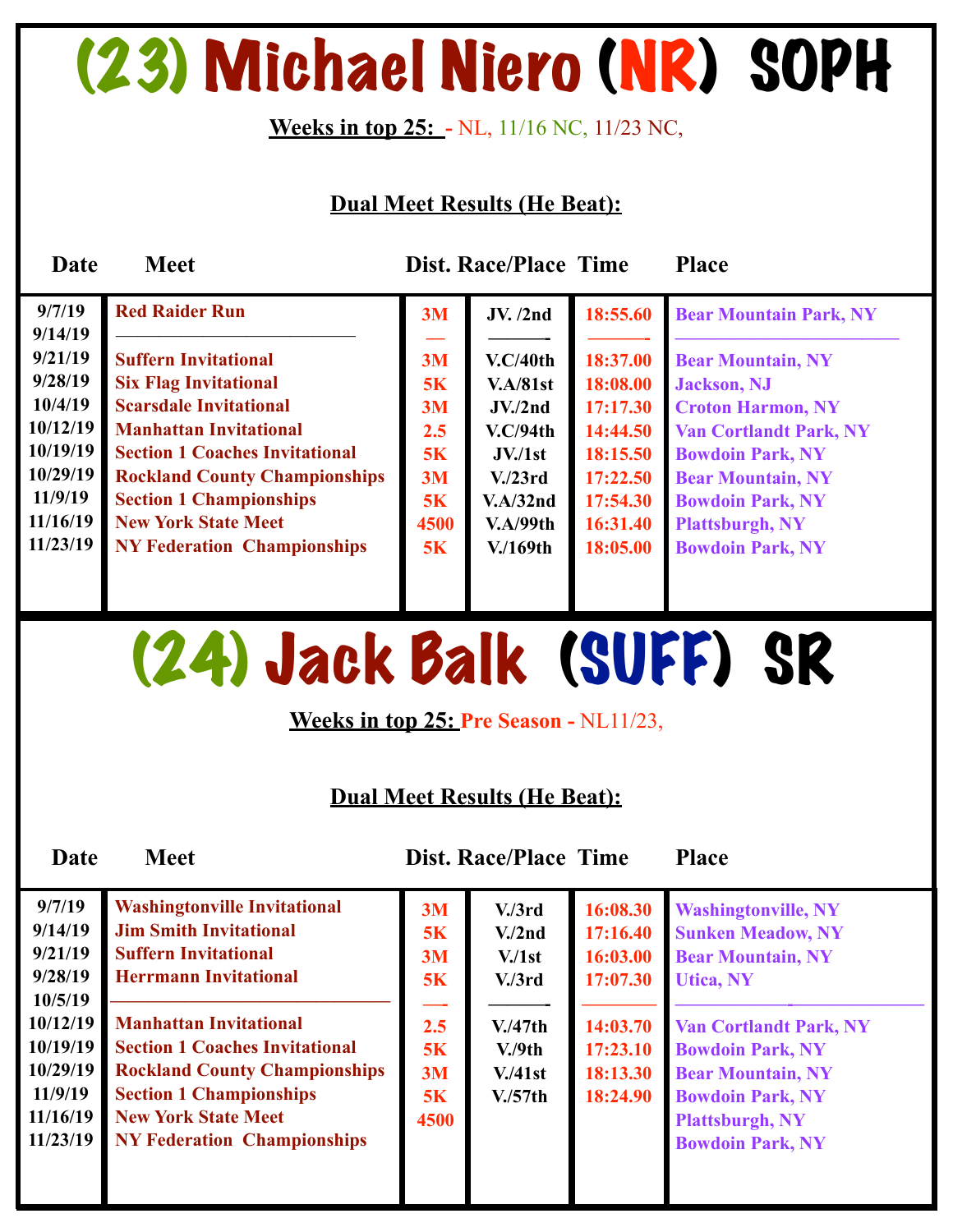# (23) Michael Niero (NR) SOPH

**Weeks in top 25:** - NL, 11/16 NC, 11/23 NC,

**Dual Meet Results (He Beat):**

| Date | Meet | Dist. | Race/Place | Time | Place |
|---|---|---|---|---|---|
| 9/7/19 | Red Raider Run | 3M | JV. /2nd | 18:55.60 | Bear Mountain Park, NY |
| 9/14/19 | ———————————— | — | ——— | ——— | ———————————— |
| 9/21/19 | Suffern Invitational | 3M | V.C/40th | 18:37.00 | Bear Mountain, NY |
| 9/28/19 | Six Flag Invitational | 5K | V.A/81st | 18:08.00 | Jackson, NJ |
| 10/4/19 | Scarsdale Invitational | 3M | JV./2nd | 17:17.30 | Croton Harmon, NY |
| 10/12/19 | Manhattan Invitational | 2.5 | V.C/94th | 14:44.50 | Van Cortlandt Park, NY |
| 10/19/19 | Section 1 Coaches Invitational | 5K | JV./1st | 18:15.50 | Bowdoin Park, NY |
| 10/29/19 | Rockland County Championships | 3M | V./23rd | 17:22.50 | Bear Mountain, NY |
| 11/9/19 | Section 1 Championships | 5K | V.A/32nd | 17:54.30 | Bowdoin Park, NY |
| 11/16/19 | New York State Meet | 4500 | V.A/99th | 16:31.40 | Plattsburgh, NY |
| 11/23/19 | NY Federation Championships | 5K | V./169th | 18:05.00 | Bowdoin Park, NY |

# (24) Jack Balk (SUFF) SR

**Weeks in top 25:** Pre Season - NL11/23,

**Dual Meet Results (He Beat):**

| Date | Meet | Dist. | Race/Place | Time | Place |
|---|---|---|---|---|---|
| 9/7/19 | Washingtonville Invitational | 3M | V./3rd | 16:08.30 | Washingtonville, NY |
| 9/14/19 | Jim Smith Invitational | 5K | V./2nd | 17:16.40 | Sunken Meadow, NY |
| 9/21/19 | Suffern Invitational | 3M | V./1st | 16:03.00 | Bear Mountain, NY |
| 9/28/19 | Herrmann Invitational | 5K | V./3rd | 17:07.30 | Utica, NY |
| 10/5/19 | ———————————— | — | ——— | ——— | ———————————— |
| 10/12/19 | Manhattan Invitational | 2.5 | V./47th | 14:03.70 | Van Cortlandt Park, NY |
| 10/19/19 | Section 1 Coaches Invitational | 5K | V./9th | 17:23.10 | Bowdoin Park, NY |
| 10/29/19 | Rockland County Championships | 3M | V./41st | 18:13.30 | Bear Mountain, NY |
| 11/9/19 | Section 1 Championships | 5K | V./57th | 18:24.90 | Bowdoin Park, NY |
| 11/16/19 | New York State Meet | 4500 | | | Plattsburgh, NY |
| 11/23/19 | NY Federation Championships | | | | Bowdoin Park, NY |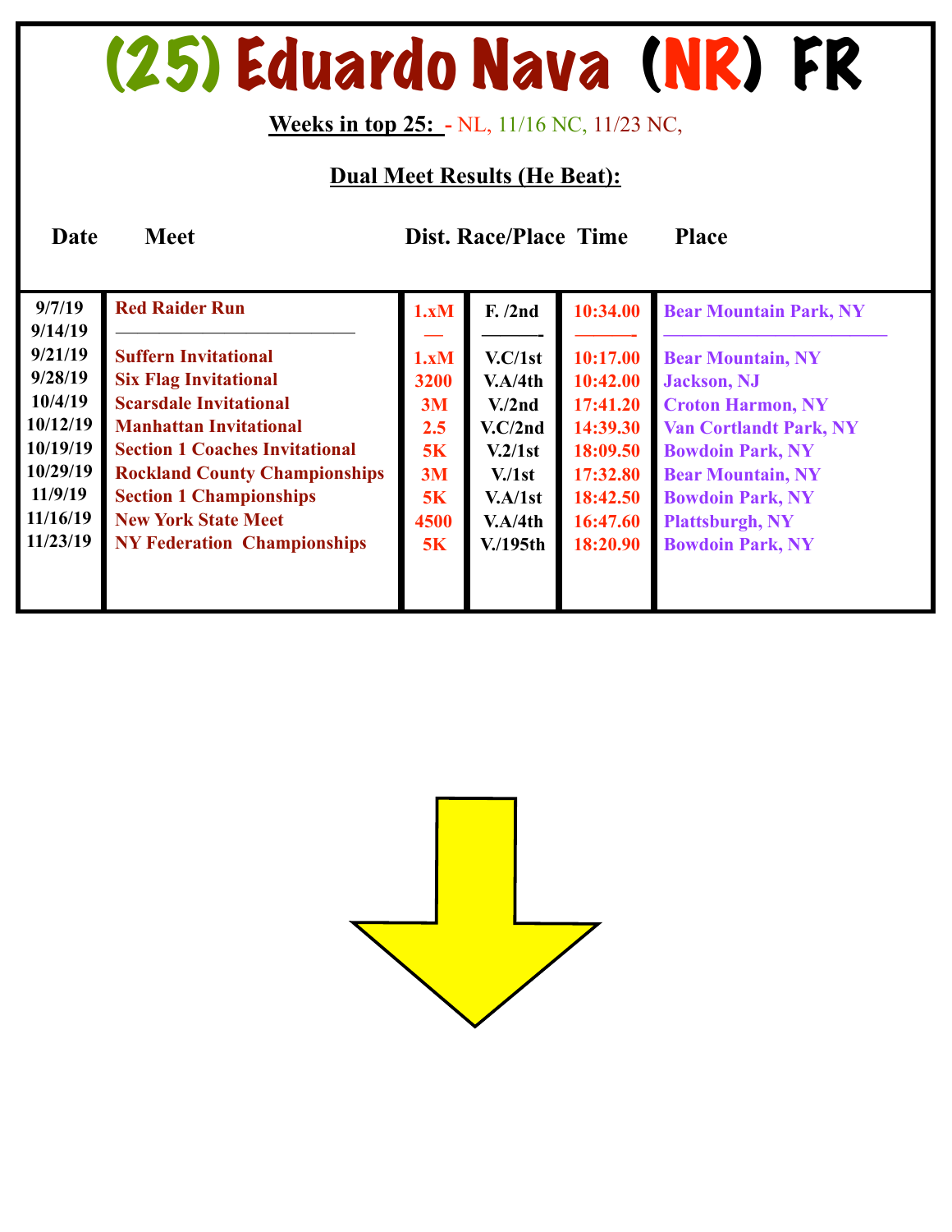# (25) Eduardo Nava (NR) FR

**Weeks in top 25:** - NL, 11/16 NC, 11/23 NC,

**Dual Meet Results (He Beat):**

| Date | Meet | Dist. | Race/Place | Time | Place |
|---|---|---|---|---|---|
| 9/7/19 | Red Raider Run | 1.xM | F. /2nd | 10:34.00 | Bear Mountain Park, NY |
| 9/14/19 | ———————————— | — | ——— | ——— | ———————————— |
| 9/21/19 | Suffern Invitational | 1.xM | V.C/1st | 10:17.00 | Bear Mountain, NY |
| 9/28/19 | Six Flag Invitational | 3200 | V.A/4th | 10:42.00 | Jackson, NJ |
| 10/4/19 | Scarsdale Invitational | 3M | V./2nd | 17:41.20 | Croton Harmon, NY |
| 10/12/19 | Manhattan Invitational | 2.5 | V.C/2nd | 14:39.30 | Van Cortlandt Park, NY |
| 10/19/19 | Section 1 Coaches Invitational | 5K | V.2/1st | 18:09.50 | Bowdoin Park, NY |
| 10/29/19 | Rockland County Championships | 3M | V./1st | 17:32.80 | Bear Mountain, NY |
| 11/9/19 | Section 1 Championships | 5K | V.A/1st | 18:42.50 | Bowdoin Park, NY |
| 11/16/19 | New York State Meet | 4500 | V.A/4th | 16:47.60 | Plattsburgh, NY |
| 11/23/19 | NY Federation Championships | 5K | V./195th | 18:20.90 | Bowdoin Park, NY |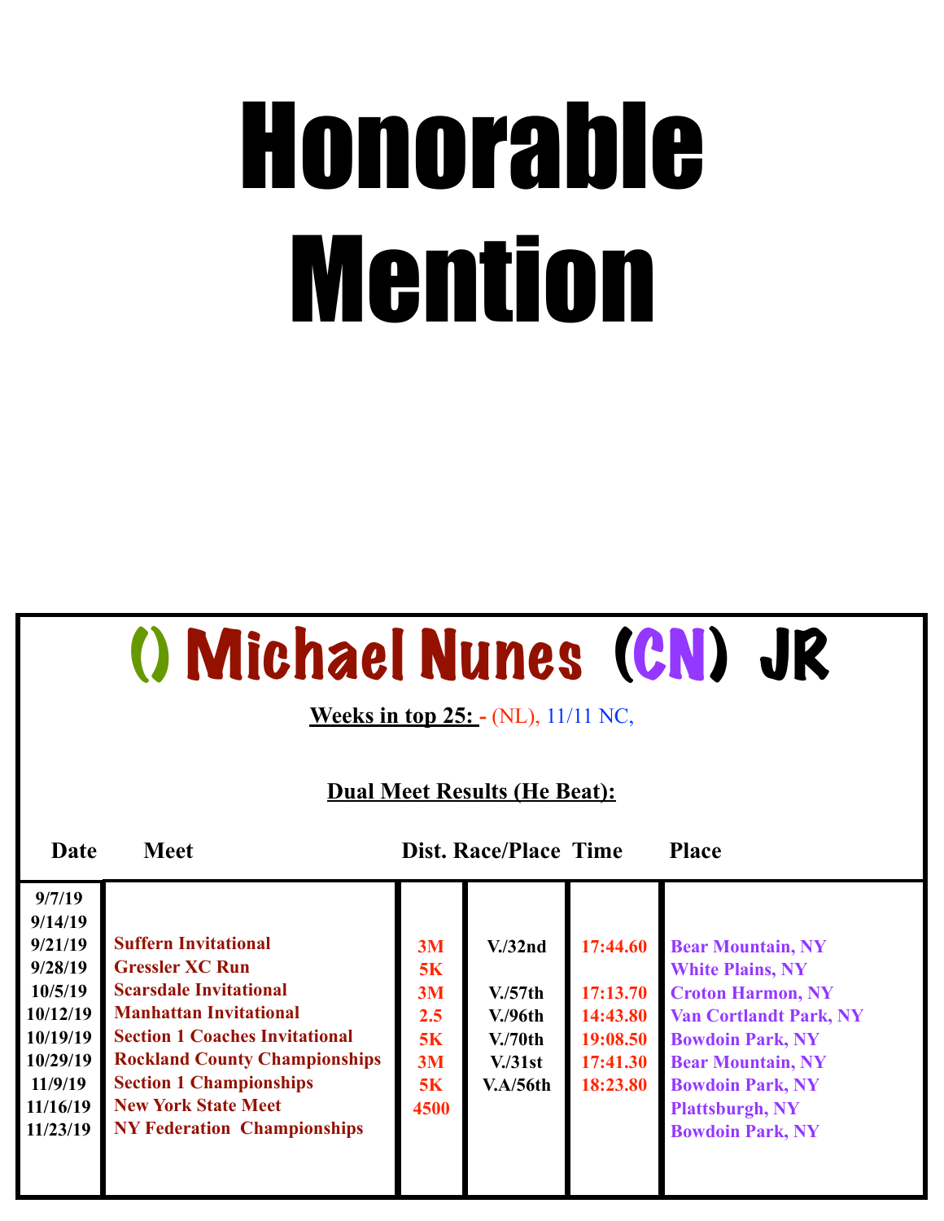# Honorable Mention

## () Michael Nunes (CN) JR

**Weeks in top 25: -** (NL), 11/11 NC,

**Dual Meet Results (He Beat):**

| Date | Meet | Dist. | Race/Place | Time | Place |
|---|---|---|---|---|---|
| 9/7/19 | | | | | |
| 9/14/19 | | | | | |
| 9/21/19 | Suffern Invitational | 3M | V./32nd | 17:44.60 | Bear Mountain, NY |
| 9/28/19 | Gressler XC Run | 5K | | | White Plains, NY |
| 10/5/19 | Scarsdale Invitational | 3M | V./57th | 17:13.70 | Croton Harmon, NY |
| 10/12/19 | Manhattan Invitational | 2.5 | V./96th | 14:43.80 | Van Cortlandt Park, NY |
| 10/19/19 | Section 1 Coaches Invitational | 5K | V./70th | 19:08.50 | Bowdoin Park, NY |
| 10/29/19 | Rockland County Championships | 3M | V./31st | 17:41.30 | Bear Mountain, NY |
| 11/9/19 | Section 1 Championships | 5K | V.A/56th | 18:23.80 | Bowdoin Park, NY |
| 11/16/19 | New York State Meet | 4500 | | | Plattsburgh, NY |
| 11/23/19 | NY Federation Championships | | | | Bowdoin Park, NY |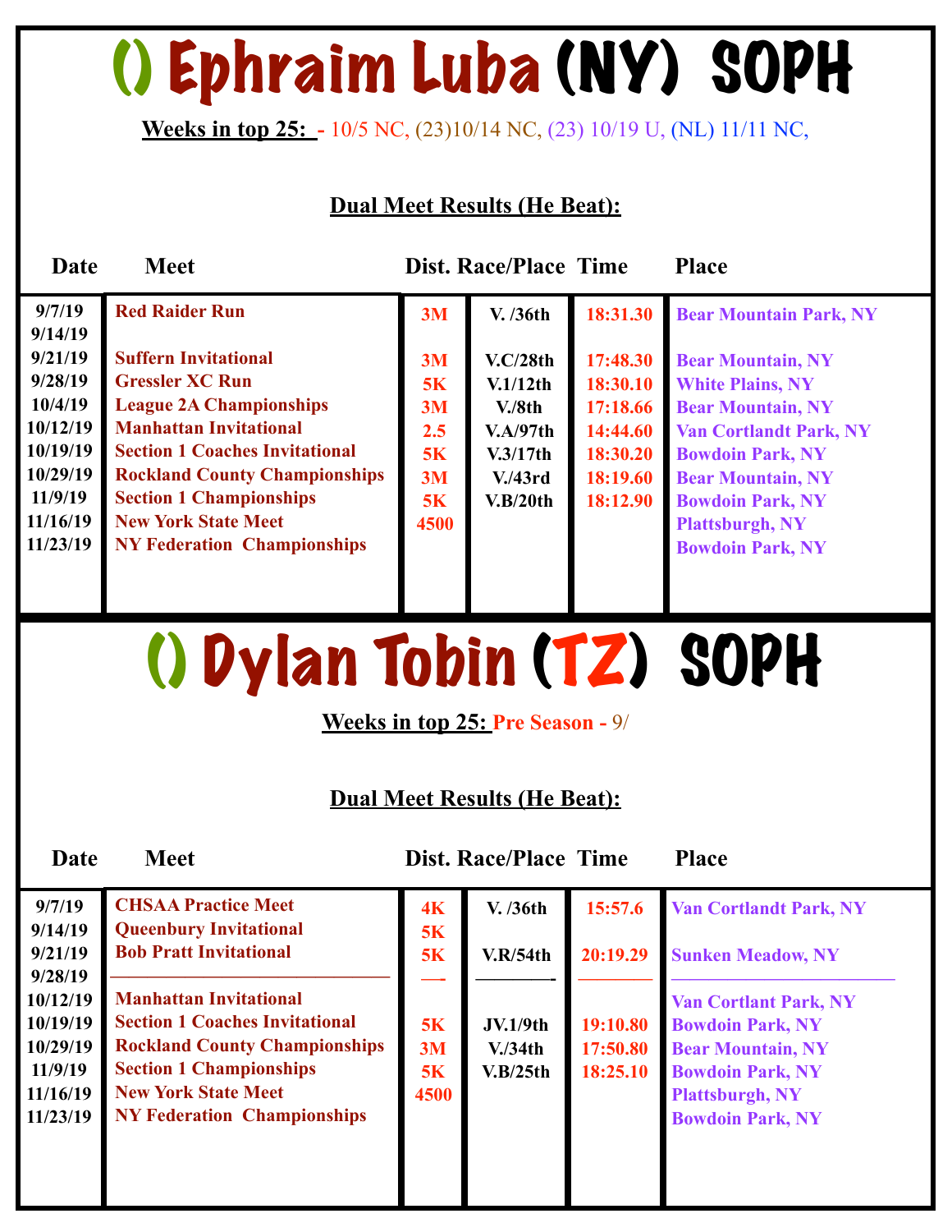# () Ephraim Luba (NY) SOPH

**Weeks in top 25:** - 10/5 NC, (23)10/14 NC, (23) 10/19 U, (NL) 11/11 NC,

**Dual Meet Results (He Beat):**

| Date | Meet | Dist. | Race/Place | Time | Place |
|---|---|---|---|---|---|
| 9/7/19 | Red Raider Run | 3M | V. /36th | 18:31.30 | Bear Mountain Park, NY |
| 9/14/19 | | | | | |
| 9/21/19 | Suffern Invitational | 3M | V.C/28th | 17:48.30 | Bear Mountain, NY |
| 9/28/19 | Gressler XC Run | 5K | V.1/12th | 18:30.10 | White Plains, NY |
| 10/4/19 | League 2A Championships | 3M | V./8th | 17:18.66 | Bear Mountain, NY |
| 10/12/19 | Manhattan Invitational | 2.5 | V.A/97th | 14:44.60 | Van Cortlandt Park, NY |
| 10/19/19 | Section 1 Coaches Invitational | 5K | V.3/17th | 18:30.20 | Bowdoin Park, NY |
| 10/29/19 | Rockland County Championships | 3M | V./43rd | 18:19.60 | Bear Mountain, NY |
| 11/9/19 | Section 1 Championships | 5K | V.B/20th | 18:12.90 | Bowdoin Park, NY |
| 11/16/19 | New York State Meet | 4500 | | | Plattsburgh, NY |
| 11/23/19 | NY Federation Championships | | | | Bowdoin Park, NY |

# () Dylan Tobin (TZ) SOPH

**Weeks in top 25:** Pre Season - 9/

**Dual Meet Results (He Beat):**

| Date | Meet | Dist. | Race/Place | Time | Place |
|---|---|---|---|---|---|
| 9/7/19 | CHSAA Practice Meet | 4K | V. /36th | 15:57.6 | Van Cortlandt Park, NY |
| 9/14/19 | Queenbury Invitational | 5K | | | |
| 9/21/19 | Bob Pratt Invitational | 5K | V.R/54th | 20:19.29 | Sunken Meadow, NY |
| 9/28/19 | | — | — | — | — |
| 10/12/19 | Manhattan Invitational | | | | Van Cortlant Park, NY |
| 10/19/19 | Section 1 Coaches Invitational | 5K | JV.1/9th | 19:10.80 | Bowdoin Park, NY |
| 10/29/19 | Rockland County Championships | 3M | V./34th | 17:50.80 | Bear Mountain, NY |
| 11/9/19 | Section 1 Championships | 5K | V.B/25th | 18:25.10 | Bowdoin Park, NY |
| 11/16/19 | New York State Meet | 4500 | | | Plattsburgh, NY |
| 11/23/19 | NY Federation Championships | | | | Bowdoin Park, NY |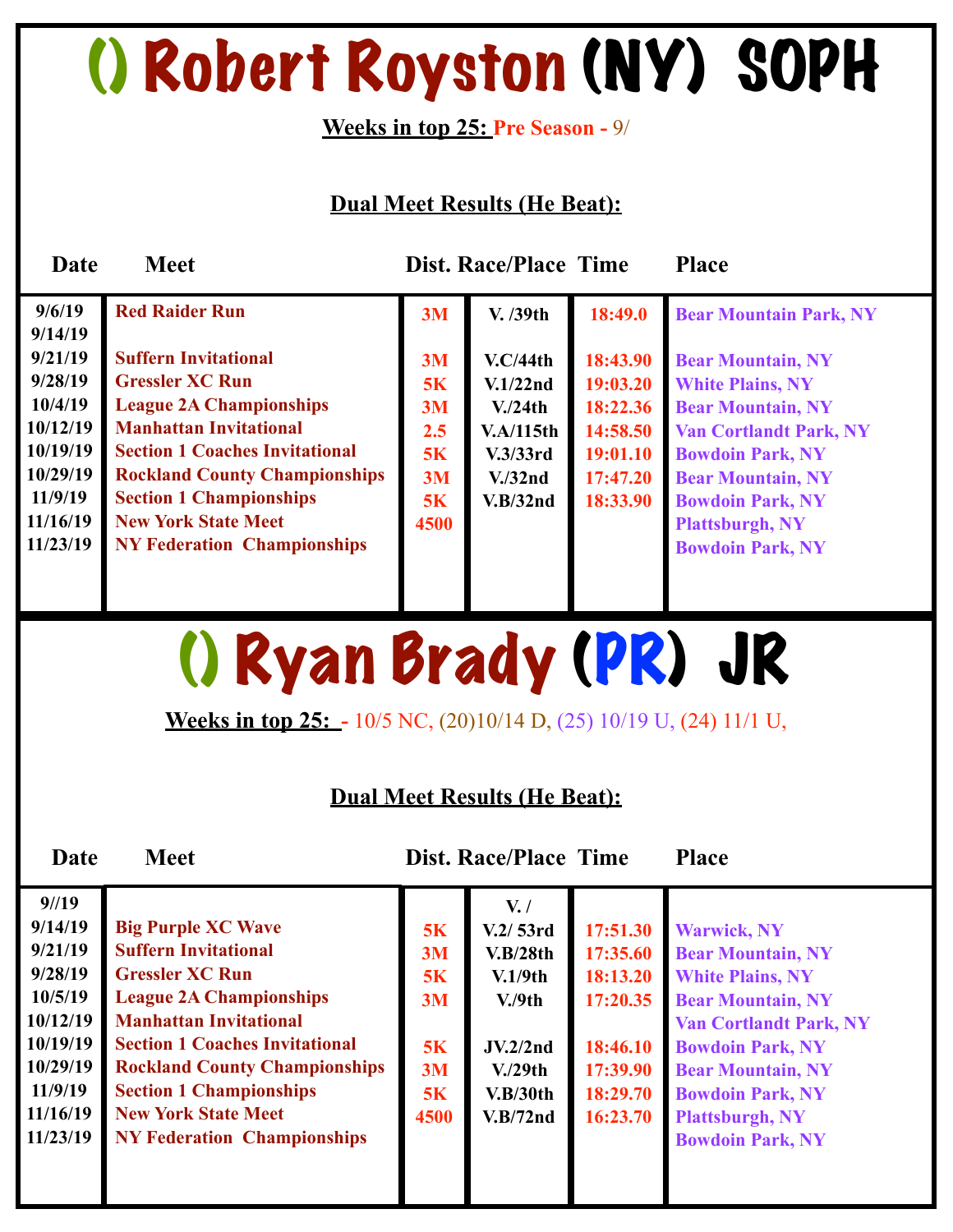# () Robert Royston (NY) SOPH

**Weeks in top 25:** Pre Season - 9/

**Dual Meet Results (He Beat):**

| Date | Meet | Dist. | Race/Place | Time | Place |
|---|---|---|---|---|---|
| 9/6/19 | Red Raider Run | 3M | V. /39th | 18:49.0 | Bear Mountain Park, NY |
| 9/14/19 | | | | | |
| 9/21/19 | Suffern Invitational | 3M | V.C/44th | 18:43.90 | Bear Mountain, NY |
| 9/28/19 | Gressler XC Run | 5K | V.1/22nd | 19:03.20 | White Plains, NY |
| 10/4/19 | League 2A Championships | 3M | V./24th | 18:22.36 | Bear Mountain, NY |
| 10/12/19 | Manhattan Invitational | 2.5 | V.A/115th | 14:58.50 | Van Cortlandt Park, NY |
| 10/19/19 | Section 1 Coaches Invitational | 5K | V.3/33rd | 19:01.10 | Bowdoin Park, NY |
| 10/29/19 | Rockland County Championships | 3M | V./32nd | 17:47.20 | Bear Mountain, NY |
| 11/9/19 | Section 1 Championships | 5K | V.B/32nd | 18:33.90 | Bowdoin Park, NY |
| 11/16/19 | New York State Meet | 4500 | | | Plattsburgh, NY |
| 11/23/19 | NY Federation Championships | | | | Bowdoin Park, NY |

# () Ryan Brady (PR) JR

**Weeks in top 25:** - 10/5 NC, (20)10/14 D, (25) 10/19 U, (24) 11/1 U,

**Dual Meet Results (He Beat):**

| Date | Meet | Dist. | Race/Place | Time | Place |
|---|---|---|---|---|---|
| 9//19 | | | V. / | | |
| 9/14/19 | Big Purple XC Wave | 5K | V.2/ 53rd | 17:51.30 | Warwick, NY |
| 9/21/19 | Suffern Invitational | 3M | V.B/28th | 17:35.60 | Bear Mountain, NY |
| 9/28/19 | Gressler XC Run | 5K | V.1/9th | 18:13.20 | White Plains, NY |
| 10/5/19 | League 2A Championships | 3M | V./9th | 17:20.35 | Bear Mountain, NY |
| 10/12/19 | Manhattan Invitational | | | | Van Cortlandt Park, NY |
| 10/19/19 | Section 1 Coaches Invitational | 5K | JV.2/2nd | 18:46.10 | Bowdoin Park, NY |
| 10/29/19 | Rockland County Championships | 3M | V./29th | 17:39.90 | Bear Mountain, NY |
| 11/9/19 | Section 1 Championships | 5K | V.B/30th | 18:29.70 | Bowdoin Park, NY |
| 11/16/19 | New York State Meet | 4500 | V.B/72nd | 16:23.70 | Plattsburgh, NY |
| 11/23/19 | NY Federation Championships | | | | Bowdoin Park, NY |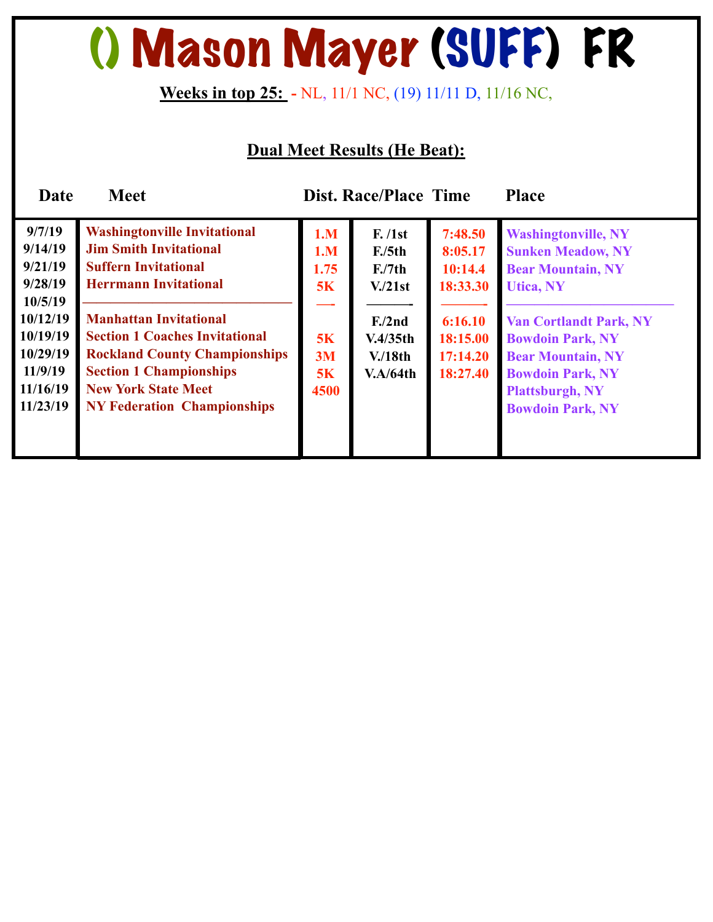# () Mason Mayer (SUFF) FR

**Weeks in top 25:** - NL, 11/1 NC, (19) 11/11 D, 11/16 NC,

**Dual Meet Results (He Beat):**

| Date | Meet | Dist. | Race/Place | Time | Place |
|---|---|---|---|---|---|
| 9/7/19 | Washingtonville Invitational | 1.M | F. /1st | 7:48.50 | Washingtonville, NY |
| 9/14/19 | Jim Smith Invitational | 1.M | F./5th | 8:05.17 | Sunken Meadow, NY |
| 9/21/19 | Suffern Invitational | 1.75 | F./7th | 10:14.4 | Bear Mountain, NY |
| 9/28/19 | Herrmann Invitational | 5K | V./21st | 18:33.30 | Utica, NY |
| 10/5/19 | ———————— | —- | ———- | ———- | ———————— |
| 10/12/19 | Manhattan Invitational | | F./2nd | 6:16.10 | Van Cortlandt Park, NY |
| 10/19/19 | Section 1 Coaches Invitational | 5K | V.4/35th | 18:15.00 | Bowdoin Park, NY |
| 10/29/19 | Rockland County Championships | 3M | V./18th | 17:14.20 | Bear Mountain, NY |
| 11/9/19 | Section 1 Championships | 5K | V.A/64th | 18:27.40 | Bowdoin Park, NY |
| 11/16/19 | New York State Meet | 4500 | | | Plattsburgh, NY |
| 11/23/19 | NY Federation Championships | | | | Bowdoin Park, NY |